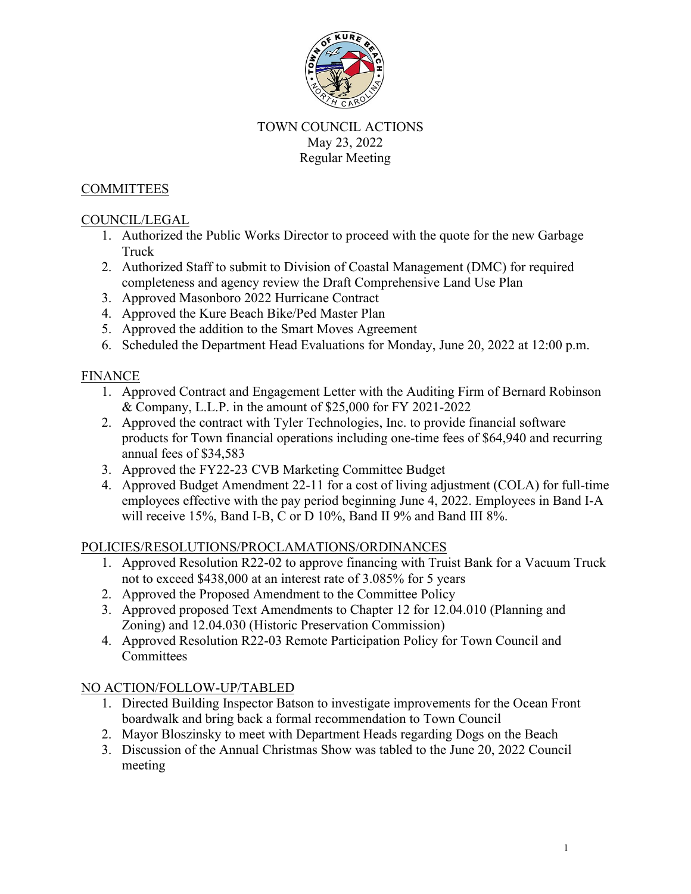# TOWN COUNCIL ACTIONS
## May 23, 2022
## Regular Meeting

### COMMITTEES

### COUNCIL/LEGAL

1. Authorized the Public Works Director to proceed with the quote for the new Garbage Truck
2. Authorized Staff to submit to Division of Coastal Management (DMC) for required completeness and agency review the Draft Comprehensive Land Use Plan
3. Approved Masonboro 2022 Hurricane Contract
4. Approved the Kure Beach Bike/Ped Master Plan
5. Approved the addition to the Smart Moves Agreement
6. Scheduled the Department Head Evaluations for Monday, June 20, 2022 at 12:00 p.m.

### FINANCE

1. Approved Contract and Engagement Letter with the Auditing Firm of Bernard Robinson & Company, L.L.P. in the amount of $25,000 for FY 2021-2022
2. Approved the contract with Tyler Technologies, Inc. to provide financial software products for Town financial operations including one-time fees of $64,940 and recurring annual fees of $34,583
3. Approved the FY22-23 CVB Marketing Committee Budget
4. Approved Budget Amendment 22-11 for a cost of living adjustment (COLA) for full-time employees effective with the pay period beginning June 4, 2022. Employees in Band I-A will receive 15%, Band I-B, C or D 10%, Band II 9% and Band III 8%.

### POLICIES/RESOLUTIONS/PROCLAMATIONS/ORDINANCES

1. Approved Resolution R22-02 to approve financing with Truist Bank for a Vacuum Truck not to exceed $438,000 at an interest rate of 3.085% for 5 years
2. Approved the Proposed Amendment to the Committee Policy
3. Approved proposed Text Amendments to Chapter 12 for 12.04.010 (Planning and Zoning) and 12.04.030 (Historic Preservation Commission)
4. Approved Resolution R22-03 Remote Participation Policy for Town Council and Committees

### NO ACTION/FOLLOW-UP/TABLED

1. Directed Building Inspector Batson to investigate improvements for the Ocean Front boardwalk and bring back a formal recommendation to Town Council
2. Mayor Bloszinsky to meet with Department Heads regarding Dogs on the Beach
3. Discussion of the Annual Christmas Show was tabled to the June 20, 2022 Council meeting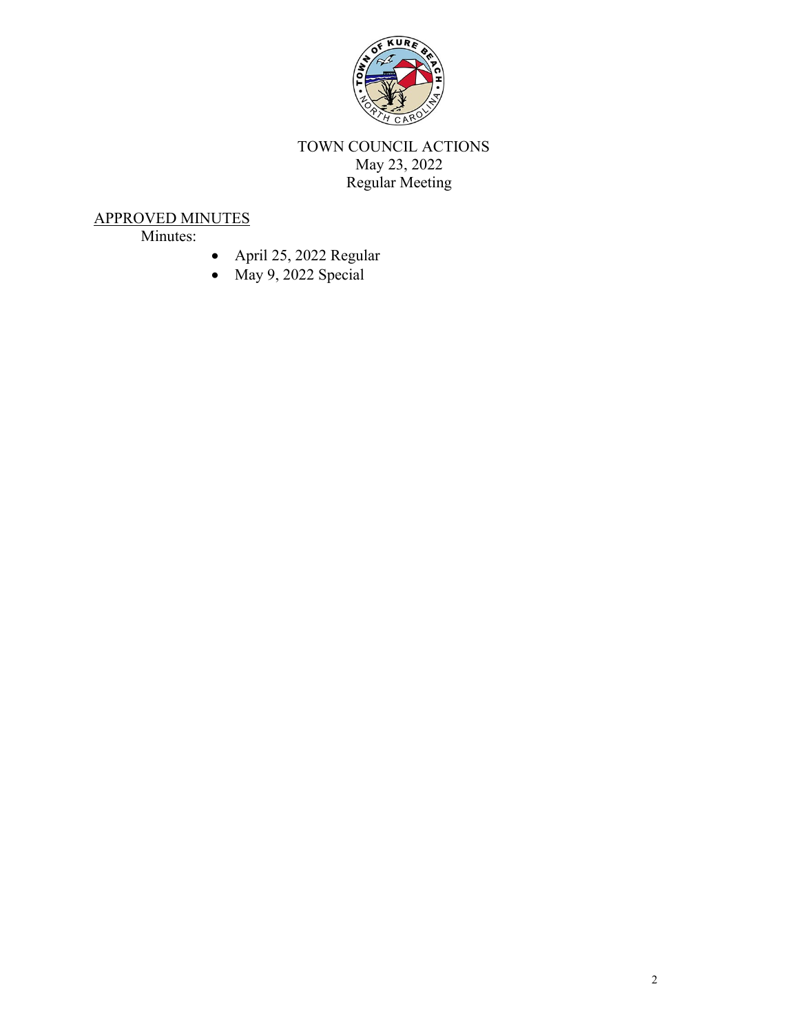# TOWN COUNCIL ACTIONS
May 23, 2022
Regular Meeting

<u>APPROVED MINUTES</u>

Minutes:

- April 25, 2022 Regular
- May 9, 2022 Special